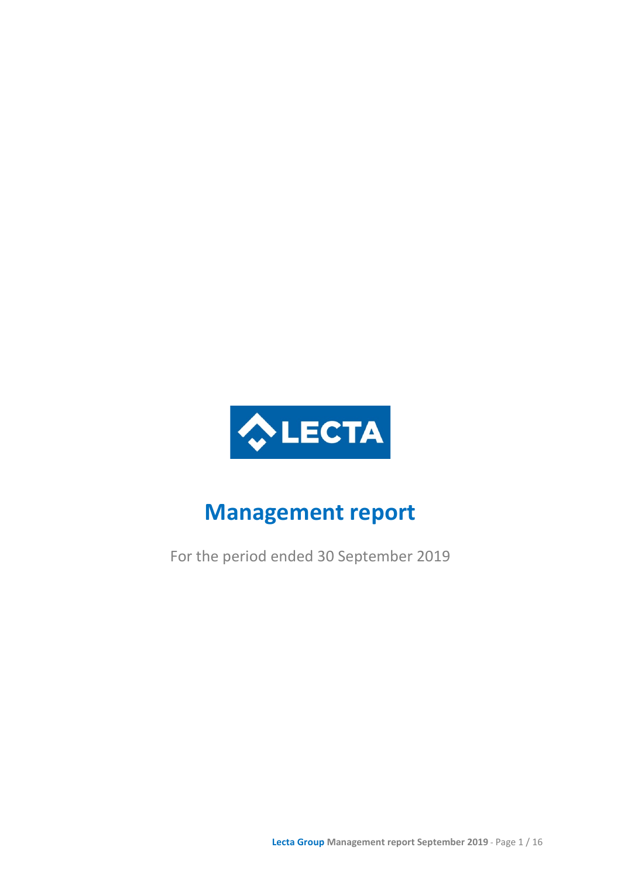LECTA

# Management report

For the period ended 30 September 2019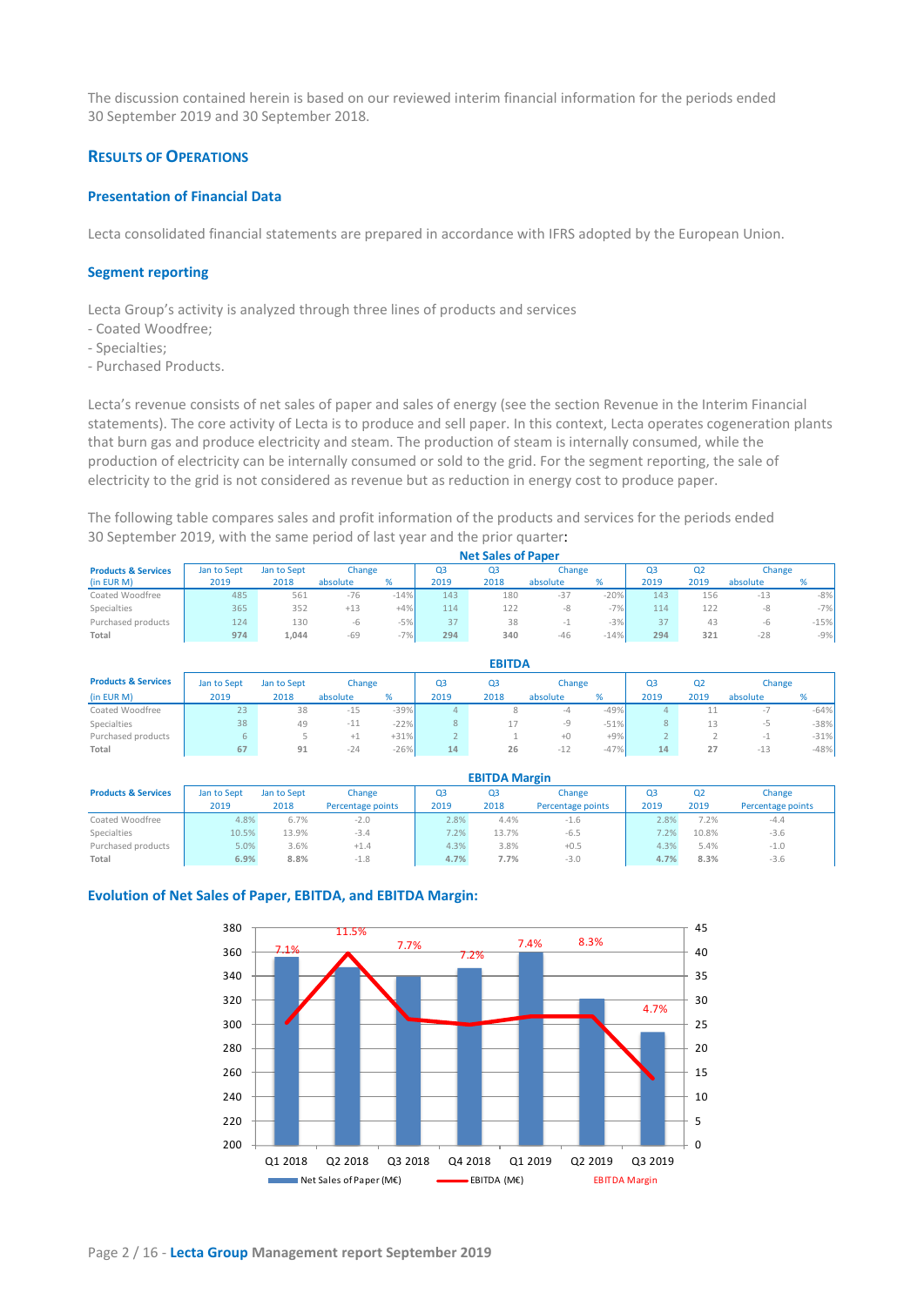The discussion contained herein is based on our reviewed interim financial information for the periods ended 30 September 2019 and 30 September 2018.

## RESULTS OF OPERATIONS

### Presentation of Financial Data

Lecta consolidated financial statements are prepared in accordance with IFRS adopted by the European Union.

### Segment reporting

Lecta Group's activity is analyzed through three lines of products and services
- Coated Woodfree;
- Specialties;
- Purchased Products.

Lecta's revenue consists of net sales of paper and sales of energy (see the section Revenue in the Interim Financial statements). The core activity of Lecta is to produce and sell paper. In this context, Lecta operates cogeneration plants that burn gas and produce electricity and steam. The production of steam is internally consumed, while the production of electricity can be internally consumed or sold to the grid. For the segment reporting, the sale of electricity to the grid is not considered as revenue but as reduction in energy cost to produce paper.

The following table compares sales and profit information of the products and services for the periods ended 30 September 2019, with the same period of last year and the prior quarter:

**Net Sales of Paper**

| Products & Services | Jan to Sept | Jan to Sept | Change | | Q3 | Q3 | Change | | Q3 | Q2 | Change | |
|---|---|---|---|---|---|---|---|---|---|---|---|---|
| (in EUR M) | 2019 | 2018 | absolute | % | 2019 | 2018 | absolute | % | 2019 | 2019 | absolute | % |
| Coated Woodfree | 485 | 561 | -76 | -14% | 143 | 180 | -37 | -20% | 143 | 156 | -13 | -8% |
| Specialties | 365 | 352 | +13 | +4% | 114 | 122 | -8 | -7% | 114 | 122 | -8 | -7% |
| Purchased products | 124 | 130 | -6 | -5% | 37 | 38 | -1 | -3% | 37 | 43 | -6 | -15% |
| **Total** | **974** | **1,044** | -69 | -7% | **294** | **340** | -46 | -14% | **294** | **321** | -28 | -9% |

**EBITDA**

| Products & Services | Jan to Sept | Jan to Sept | Change | | Q3 | Q3 | Change | | Q3 | Q2 | Change | |
|---|---|---|---|---|---|---|---|---|---|---|---|---|
| (in EUR M) | 2019 | 2018 | absolute | % | 2019 | 2018 | absolute | % | 2019 | 2019 | absolute | % |
| Coated Woodfree | 23 | 38 | -15 | -39% | 4 | 8 | -4 | -49% | 4 | 11 | -7 | -64% |
| Specialties | 38 | 49 | -11 | -22% | 8 | 17 | -9 | -51% | 8 | 13 | -5 | -38% |
| Purchased products | 6 | 5 | +1 | +31% | 2 | 1 | +0 | +9% | 2 | 2 | -1 | -31% |
| **Total** | **67** | **91** | -24 | -26% | **14** | **26** | -12 | -47% | **14** | **27** | -13 | -48% |

**EBITDA Margin**

| Products & Services | Jan to Sept 2019 | Jan to Sept 2018 | Change Percentage points | Q3 2019 | Q3 2018 | Change Percentage points | Q3 2019 | Q2 2019 | Change Percentage points |
|---|---|---|---|---|---|---|---|---|---|
| Coated Woodfree | 4.8% | 6.7% | -2.0 | 2.8% | 4.4% | -1.6 | 2.8% | 7.2% | -4.4 |
| Specialties | 10.5% | 13.9% | -3.4 | 7.2% | 13.7% | -6.5 | 7.2% | 10.8% | -3.6 |
| Purchased products | 5.0% | 3.6% | +1.4 | 4.3% | 3.8% | +0.5 | 4.3% | 5.4% | -1.0 |
| **Total** | **6.9%** | **8.8%** | -1.8 | **4.7%** | **7.7%** | -3.0 | **4.7%** | **8.3%** | -3.6 |

### Evolution of Net Sales of Paper, EBITDA, and EBITDA Margin:

| | Q1 2018 | Q2 2018 | Q3 2018 | Q4 2018 | Q1 2019 | Q2 2019 | Q3 2019 |
|---|---|---|---|---|---|---|---|
| EBITDA Margin | 7.1% | 11.5% | 7.7% | 7.2% | 7.4% | 8.3% | 4.7% |

Net Sales of Paper (M€) — EBITDA (M€) — EBITDA Margin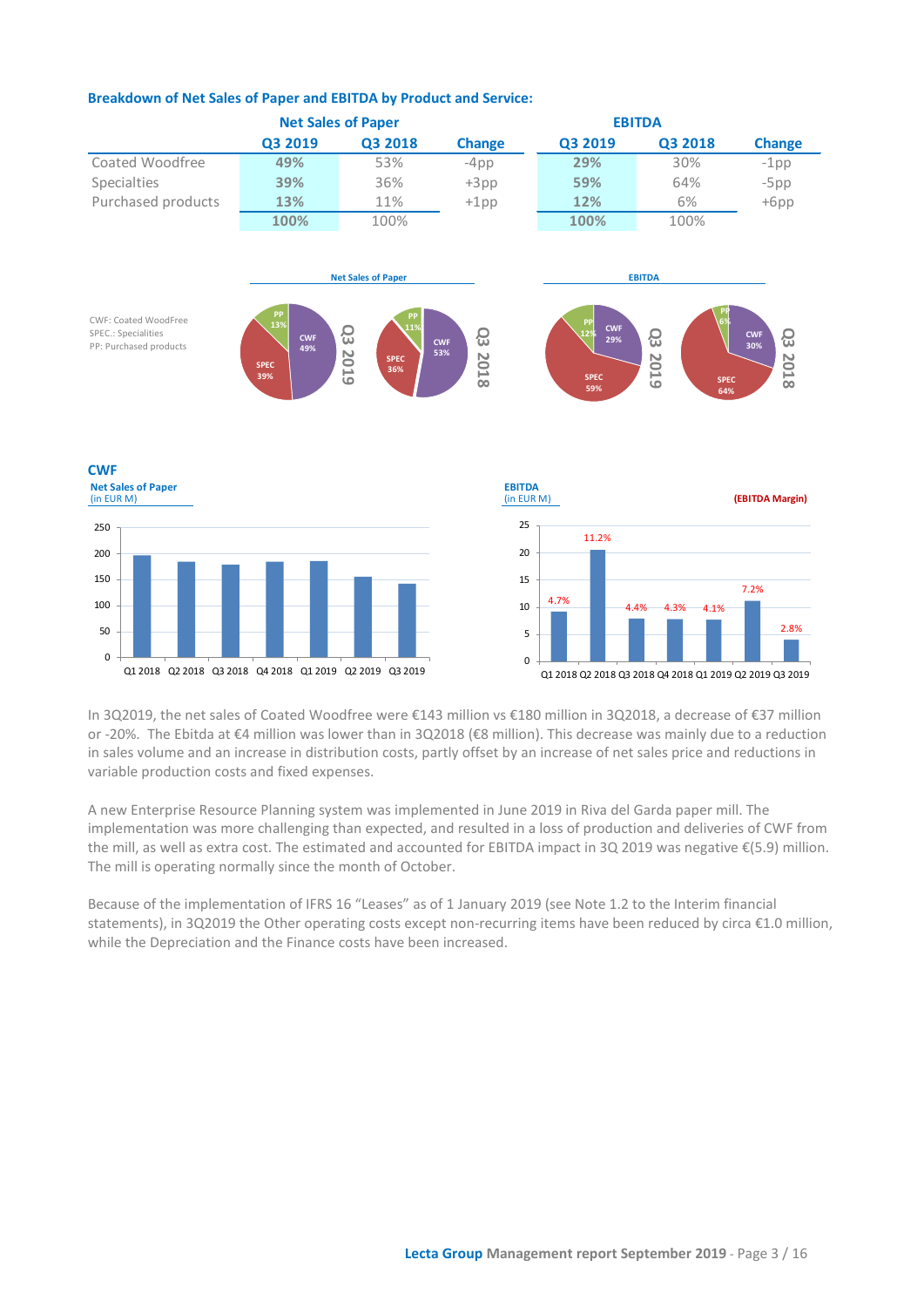### Breakdown of Net Sales of Paper and EBITDA by Product and Service:

| | Net Sales of Paper | | | EBITDA | | |
|---|---|---|---|---|---|---|
| | Q3 2019 | Q3 2018 | Change | Q3 2019 | Q3 2018 | Change |
| Coated Woodfree | 49% | 53% | -4pp | 29% | 30% | -1pp |
| Specialties | 39% | 36% | +3pp | 59% | 64% | -5pp |
| Purchased products | 13% | 11% | +1pp | 12% | 6% | +6pp |
| | 100% | 100% | | 100% | 100% | |

CWF: Coated WoodFree
SPEC.: Specialities
PP: Purchased products

**Net Sales of Paper**

| | Q3 2019 | Q3 2018 |
|---|---|---|
| CWF | 49% | 53% |
| SPEC | 39% | 36% |
| PP | 13% | 11% |

**EBITDA**

| | Q3 2019 | Q3 2018 |
|---|---|---|
| CWF | 29% | 30% |
| SPEC | 59% | 64% |
| PP | 12% | 6% |

## CWF

**Net Sales of Paper** (in EUR M)

Q1 2018, Q2 2018, Q3 2018, Q4 2018, Q1 2019, Q2 2019, Q3 2019

**EBITDA** (in EUR M) — **(EBITDA Margin)**

| | Q1 2018 | Q2 2018 | Q3 2018 | Q4 2018 | Q1 2019 | Q2 2019 | Q3 2019 |
|---|---|---|---|---|---|---|---|
| EBITDA Margin | 4.7% | 11.2% | 4.4% | 4.3% | 4.1% | 7.2% | 2.8% |

In 3Q2019, the net sales of Coated Woodfree were €143 million vs €180 million in 3Q2018, a decrease of €37 million or -20%. The Ebitda at €4 million was lower than in 3Q2018 (€8 million). This decrease was mainly due to a reduction in sales volume and an increase in distribution costs, partly offset by an increase of net sales price and reductions in variable production costs and fixed expenses.

A new Enterprise Resource Planning system was implemented in June 2019 in Riva del Garda paper mill. The implementation was more challenging than expected, and resulted in a loss of production and deliveries of CWF from the mill, as well as extra cost. The estimated and accounted for EBITDA impact in 3Q 2019 was negative €(5.9) million. The mill is operating normally since the month of October.

Because of the implementation of IFRS 16 "Leases" as of 1 January 2019 (see Note 1.2 to the Interim financial statements), in 3Q2019 the Other operating costs except non-recurring items have been reduced by circa €1.0 million, while the Depreciation and the Finance costs have been increased.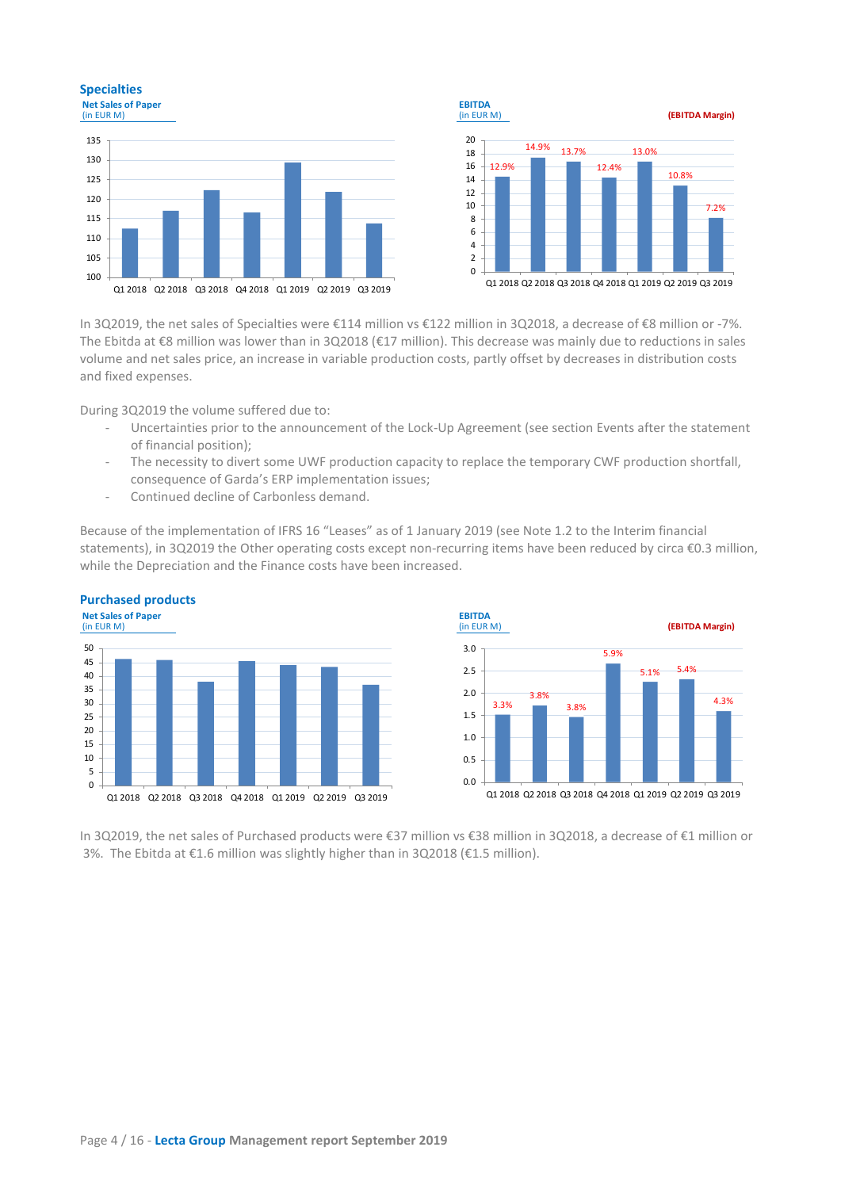## Specialties

**Net Sales of Paper**
(in EUR M)

**EBITDA**
(in EUR M)

**(EBITDA Margin)**

| | Q1 2018 | Q2 2018 | Q3 2018 | Q4 2018 | Q1 2019 | Q2 2019 | Q3 2019 |
|---|---|---|---|---|---|---|---|
| EBITDA Margin | 12.9% | 14.9% | 13.7% | 12.4% | 13.0% | 10.8% | 7.2% |

In 3Q2019, the net sales of Specialties were €114 million vs €122 million in 3Q2018, a decrease of €8 million or -7%. The Ebitda at €8 million was lower than in 3Q2018 (€17 million). This decrease was mainly due to reductions in sales volume and net sales price, an increase in variable production costs, partly offset by decreases in distribution costs and fixed expenses.

During 3Q2019 the volume suffered due to:

- Uncertainties prior to the announcement of the Lock-Up Agreement (see section Events after the statement of financial position);
- The necessity to divert some UWF production capacity to replace the temporary CWF production shortfall, consequence of Garda's ERP implementation issues;
- Continued decline of Carbonless demand.

Because of the implementation of IFRS 16 "Leases" as of 1 January 2019 (see Note 1.2 to the Interim financial statements), in 3Q2019 the Other operating costs except non-recurring items have been reduced by circa €0.3 million, while the Depreciation and the Finance costs have been increased.

## Purchased products

**Net Sales of Paper**
(in EUR M)

**EBITDA**
(in EUR M)

**(EBITDA Margin)**

| | Q1 2018 | Q2 2018 | Q3 2018 | Q4 2018 | Q1 2019 | Q2 2019 | Q3 2019 |
|---|---|---|---|---|---|---|---|
| EBITDA Margin | 3.3% | 3.8% | 3.8% | 5.9% | 5.1% | 5.4% | 4.3% |

In 3Q2019, the net sales of Purchased products were €37 million vs €38 million in 3Q2018, a decrease of €1 million or 3%. The Ebitda at €1.6 million was slightly higher than in 3Q2018 (€1.5 million).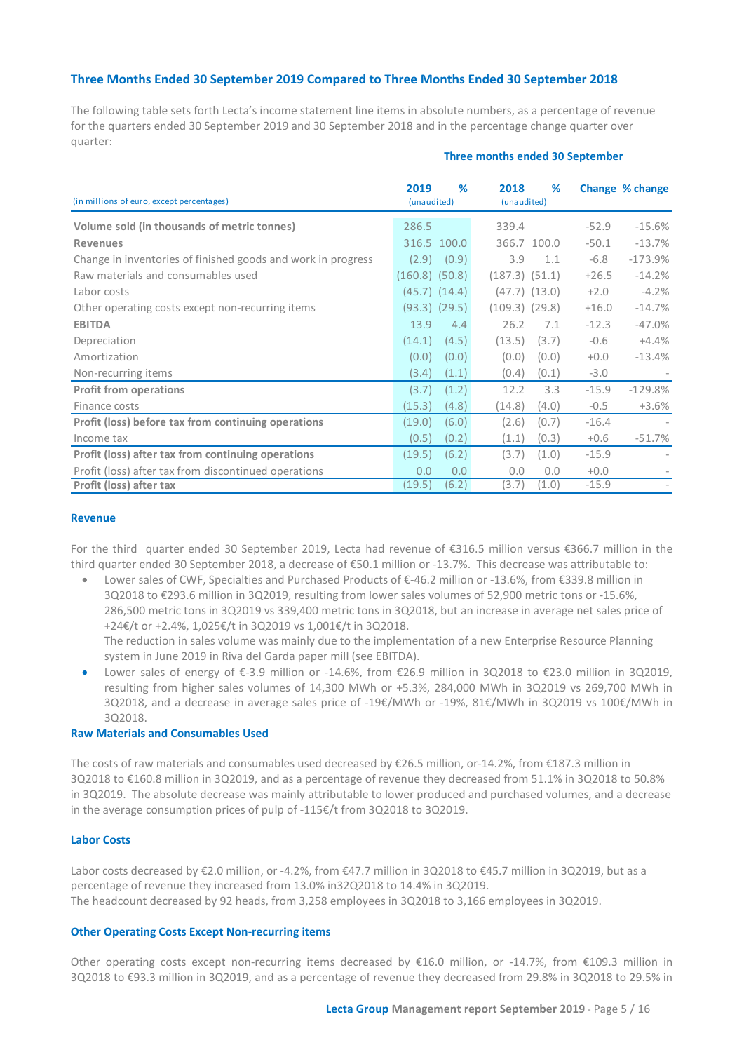## Three Months Ended 30 September 2019 Compared to Three Months Ended 30 September 2018

The following table sets forth Lecta's income statement line items in absolute numbers, as a percentage of revenue for the quarters ended 30 September 2019 and 30 September 2018 and in the percentage change quarter over quarter:

| | Three months ended 30 September | | | | | |
|---|---|---|---|---|---|---|
| (in millions of euro, except percentages) | 2019 (unaudited) | % | 2018 (unaudited) | % | Change | % change |
| **Volume sold (in thousands of metric tonnes)** | 286.5 | | 339.4 | | -52.9 | -15.6% |
| **Revenues** | 316.5 | 100.0 | 366.7 | 100.0 | -50.1 | -13.7% |
| Change in inventories of finished goods and work in progress | (2.9) | (0.9) | 3.9 | 1.1 | -6.8 | -173.9% |
| Raw materials and consumables used | (160.8) | (50.8) | (187.3) | (51.1) | +26.5 | -14.2% |
| Labor costs | (45.7) | (14.4) | (47.7) | (13.0) | +2.0 | -4.2% |
| Other operating costs except non-recurring items | (93.3) | (29.5) | (109.3) | (29.8) | +16.0 | -14.7% |
| **EBITDA** | 13.9 | 4.4 | 26.2 | 7.1 | -12.3 | -47.0% |
| Depreciation | (14.1) | (4.5) | (13.5) | (3.7) | -0.6 | +4.4% |
| Amortization | (0.0) | (0.0) | (0.0) | (0.0) | +0.0 | -13.4% |
| Non-recurring items | (3.4) | (1.1) | (0.4) | (0.1) | -3.0 | - |
| **Profit from operations** | (3.7) | (1.2) | 12.2 | 3.3 | -15.9 | -129.8% |
| Finance costs | (15.3) | (4.8) | (14.8) | (4.0) | -0.5 | +3.6% |
| **Profit (loss) before tax from continuing operations** | (19.0) | (6.0) | (2.6) | (0.7) | -16.4 | - |
| Income tax | (0.5) | (0.2) | (1.1) | (0.3) | +0.6 | -51.7% |
| **Profit (loss) after tax from continuing operations** | (19.5) | (6.2) | (3.7) | (1.0) | -15.9 | - |
| Profit (loss) after tax from discontinued operations | 0.0 | 0.0 | 0.0 | 0.0 | +0.0 | - |
| **Profit (loss) after tax** | (19.5) | (6.2) | (3.7) | (1.0) | -15.9 | - |

### Revenue

For the third quarter ended 30 September 2019, Lecta had revenue of €316.5 million versus €366.7 million in the third quarter ended 30 September 2018, a decrease of €50.1 million or -13.7%. This decrease was attributable to:

- Lower sales of CWF, Specialties and Purchased Products of €-46.2 million or -13.6%, from €339.8 million in 3Q2018 to €293.6 million in 3Q2019, resulting from lower sales volumes of 52,900 metric tons or -15.6%, 286,500 metric tons in 3Q2019 vs 339,400 metric tons in 3Q2018, but an increase in average net sales price of +24€/t or +2.4%, 1,025€/t in 3Q2019 vs 1,001€/t in 3Q2018.
  The reduction in sales volume was mainly due to the implementation of a new Enterprise Resource Planning system in June 2019 in Riva del Garda paper mill (see EBITDA).
- Lower sales of energy of €-3.9 million or -14.6%, from €26.9 million in 3Q2018 to €23.0 million in 3Q2019, resulting from higher sales volumes of 14,300 MWh or +5.3%, 284,000 MWh in 3Q2019 vs 269,700 MWh in 3Q2018, and a decrease in average sales price of -19€/MWh or -19%, 81€/MWh in 3Q2019 vs 100€/MWh in 3Q2018.

### Raw Materials and Consumables Used

The costs of raw materials and consumables used decreased by €26.5 million, or-14.2%, from €187.3 million in 3Q2018 to €160.8 million in 3Q2019, and as a percentage of revenue they decreased from 51.1% in 3Q2018 to 50.8% in 3Q2019. The absolute decrease was mainly attributable to lower produced and purchased volumes, and a decrease in the average consumption prices of pulp of -115€/t from 3Q2018 to 3Q2019.

### Labor Costs

Labor costs decreased by €2.0 million, or -4.2%, from €47.7 million in 3Q2018 to €45.7 million in 3Q2019, but as a percentage of revenue they increased from 13.0% in32Q2018 to 14.4% in 3Q2019.
The headcount decreased by 92 heads, from 3,258 employees in 3Q2018 to 3,166 employees in 3Q2019.

### Other Operating Costs Except Non-recurring items

Other operating costs except non-recurring items decreased by €16.0 million, or -14.7%, from €109.3 million in 3Q2018 to €93.3 million in 3Q2019, and as a percentage of revenue they decreased from 29.8% in 3Q2018 to 29.5% in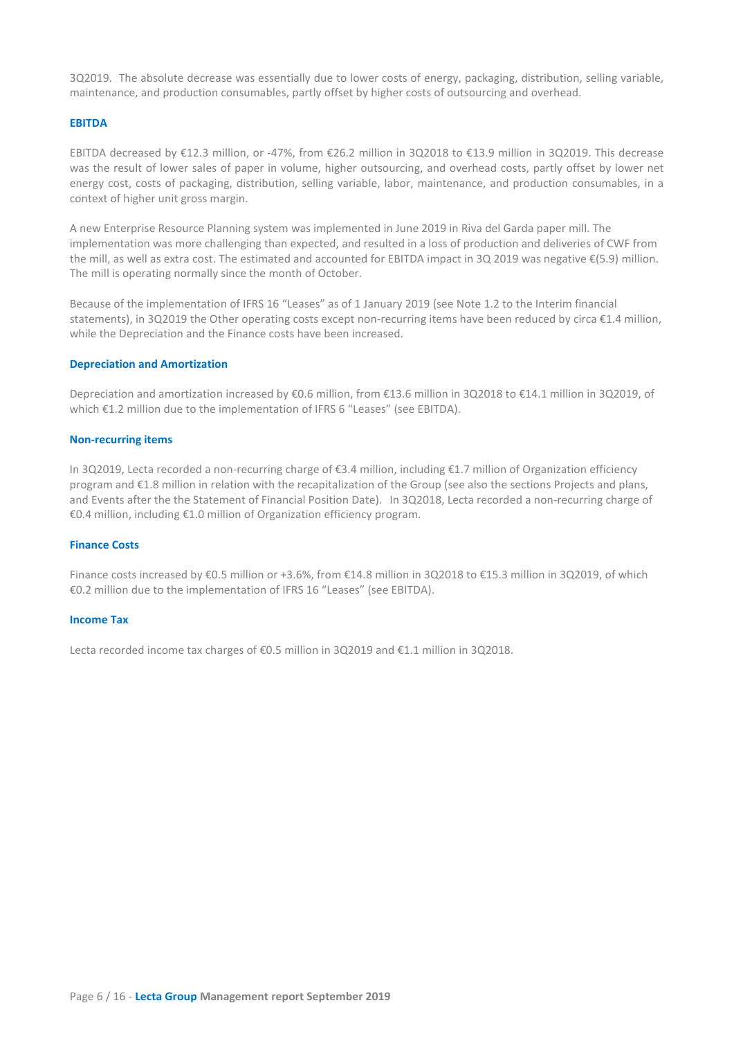3Q2019. The absolute decrease was essentially due to lower costs of energy, packaging, distribution, selling variable, maintenance, and production consumables, partly offset by higher costs of outsourcing and overhead.

### EBITDA

EBITDA decreased by €12.3 million, or -47%, from €26.2 million in 3Q2018 to €13.9 million in 3Q2019. This decrease was the result of lower sales of paper in volume, higher outsourcing, and overhead costs, partly offset by lower net energy cost, costs of packaging, distribution, selling variable, labor, maintenance, and production consumables, in a context of higher unit gross margin.

A new Enterprise Resource Planning system was implemented in June 2019 in Riva del Garda paper mill. The implementation was more challenging than expected, and resulted in a loss of production and deliveries of CWF from the mill, as well as extra cost. The estimated and accounted for EBITDA impact in 3Q 2019 was negative €(5.9) million. The mill is operating normally since the month of October.

Because of the implementation of IFRS 16 "Leases" as of 1 January 2019 (see Note 1.2 to the Interim financial statements), in 3Q2019 the Other operating costs except non-recurring items have been reduced by circa €1.4 million, while the Depreciation and the Finance costs have been increased.

### Depreciation and Amortization

Depreciation and amortization increased by €0.6 million, from €13.6 million in 3Q2018 to €14.1 million in 3Q2019, of which €1.2 million due to the implementation of IFRS 6 "Leases" (see EBITDA).

### Non-recurring items

In 3Q2019, Lecta recorded a non-recurring charge of €3.4 million, including €1.7 million of Organization efficiency program and €1.8 million in relation with the recapitalization of the Group (see also the sections Projects and plans, and Events after the the Statement of Financial Position Date). In 3Q2018, Lecta recorded a non-recurring charge of €0.4 million, including €1.0 million of Organization efficiency program.

### Finance Costs

Finance costs increased by €0.5 million or +3.6%, from €14.8 million in 3Q2018 to €15.3 million in 3Q2019, of which €0.2 million due to the implementation of IFRS 16 "Leases" (see EBITDA).

### Income Tax

Lecta recorded income tax charges of €0.5 million in 3Q2019 and €1.1 million in 3Q2018.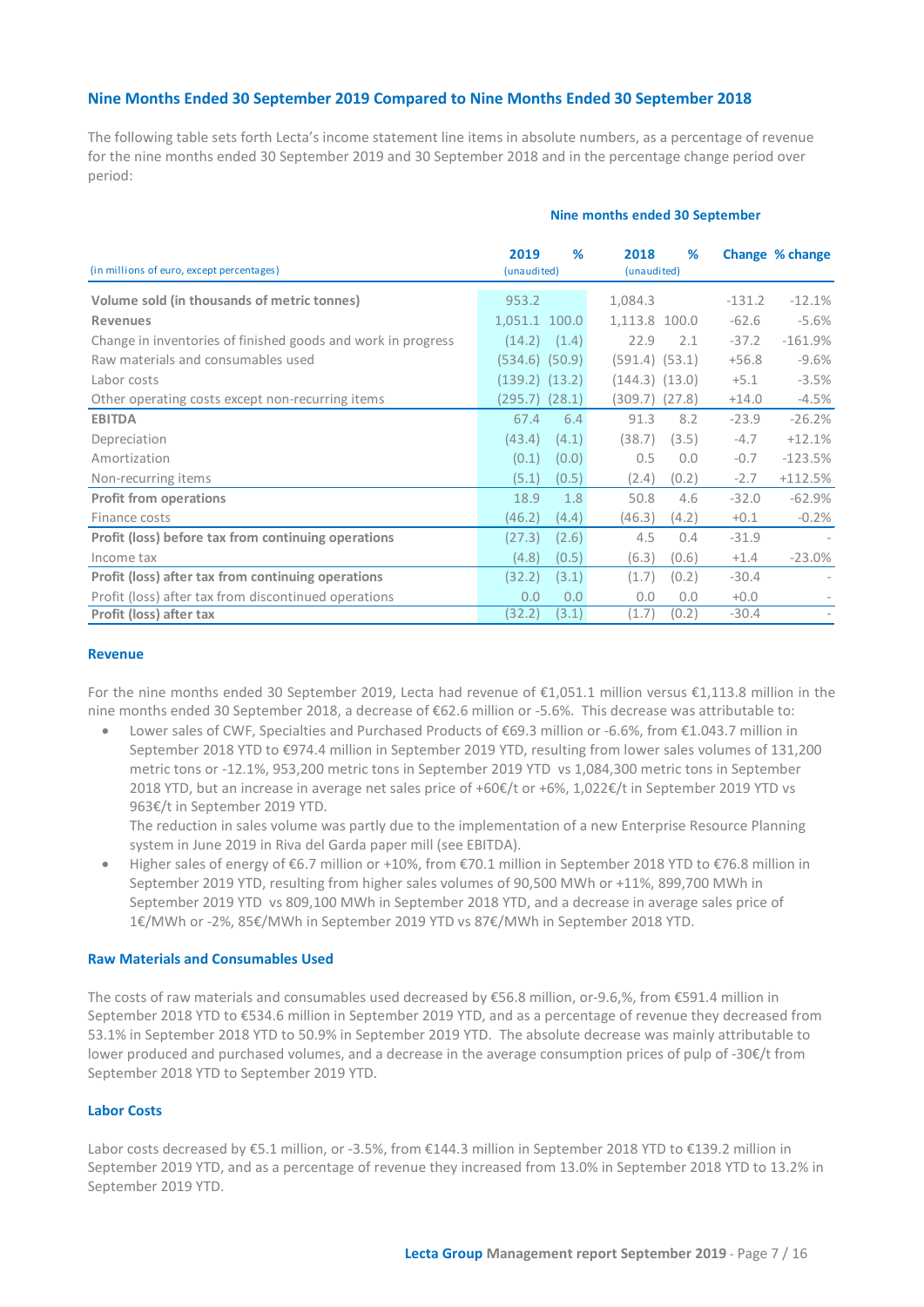## Nine Months Ended 30 September 2019 Compared to Nine Months Ended 30 September 2018

The following table sets forth Lecta's income statement line items in absolute numbers, as a percentage of revenue for the nine months ended 30 September 2019 and 30 September 2018 and in the percentage change period over period:

| (in millions of euro, except percentages) | Nine months ended 30 September | | | | | |
|---|---|---|---|---|---|---|
| | 2019 (unaudited) | % | 2018 (unaudited) | % | Change | % change |
| **Volume sold (in thousands of metric tonnes)** | 953.2 | | 1,084.3 | | -131.2 | -12.1% |
| **Revenues** | 1,051.1 | 100.0 | 1,113.8 | 100.0 | -62.6 | -5.6% |
| Change in inventories of finished goods and work in progress | (14.2) | (1.4) | 22.9 | 2.1 | -37.2 | -161.9% |
| Raw materials and consumables used | (534.6) | (50.9) | (591.4) | (53.1) | +56.8 | -9.6% |
| Labor costs | (139.2) | (13.2) | (144.3) | (13.0) | +5.1 | -3.5% |
| Other operating costs except non-recurring items | (295.7) | (28.1) | (309.7) | (27.8) | +14.0 | -4.5% |
| **EBITDA** | 67.4 | 6.4 | 91.3 | 8.2 | -23.9 | -26.2% |
| Depreciation | (43.4) | (4.1) | (38.7) | (3.5) | -4.7 | +12.1% |
| Amortization | (0.1) | (0.0) | 0.5 | 0.0 | -0.7 | -123.5% |
| Non-recurring items | (5.1) | (0.5) | (2.4) | (0.2) | -2.7 | +112.5% |
| **Profit from operations** | 18.9 | 1.8 | 50.8 | 4.6 | -32.0 | -62.9% |
| Finance costs | (46.2) | (4.4) | (46.3) | (4.2) | +0.1 | -0.2% |
| **Profit (loss) before tax from continuing operations** | (27.3) | (2.6) | 4.5 | 0.4 | -31.9 | - |
| Income tax | (4.8) | (0.5) | (6.3) | (0.6) | +1.4 | -23.0% |
| **Profit (loss) after tax from continuing operations** | (32.2) | (3.1) | (1.7) | (0.2) | -30.4 | - |
| Profit (loss) after tax from discontinued operations | 0.0 | 0.0 | 0.0 | 0.0 | +0.0 | - |
| **Profit (loss) after tax** | (32.2) | (3.1) | (1.7) | (0.2) | -30.4 | - |

### Revenue

For the nine months ended 30 September 2019, Lecta had revenue of €1,051.1 million versus €1,113.8 million in the nine months ended 30 September 2018, a decrease of €62.6 million or -5.6%. This decrease was attributable to:

- Lower sales of CWF, Specialties and Purchased Products of €69.3 million or -6.6%, from €1.043.7 million in September 2018 YTD to €974.4 million in September 2019 YTD, resulting from lower sales volumes of 131,200 metric tons or -12.1%, 953,200 metric tons in September 2019 YTD vs 1,084,300 metric tons in September 2018 YTD, but an increase in average net sales price of +60€/t or +6%, 1,022€/t in September 2019 YTD vs 963€/t in September 2019 YTD.

  The reduction in sales volume was partly due to the implementation of a new Enterprise Resource Planning system in June 2019 in Riva del Garda paper mill (see EBITDA).
- Higher sales of energy of €6.7 million or +10%, from €70.1 million in September 2018 YTD to €76.8 million in September 2019 YTD, resulting from higher sales volumes of 90,500 MWh or +11%, 899,700 MWh in September 2019 YTD vs 809,100 MWh in September 2018 YTD, and a decrease in average sales price of 1€/MWh or -2%, 85€/MWh in September 2019 YTD vs 87€/MWh in September 2018 YTD.

### Raw Materials and Consumables Used

The costs of raw materials and consumables used decreased by €56.8 million, or-9.6,%, from €591.4 million in September 2018 YTD to €534.6 million in September 2019 YTD, and as a percentage of revenue they decreased from 53.1% in September 2018 YTD to 50.9% in September 2019 YTD. The absolute decrease was mainly attributable to lower produced and purchased volumes, and a decrease in the average consumption prices of pulp of -30€/t from September 2018 YTD to September 2019 YTD.

### Labor Costs

Labor costs decreased by €5.1 million, or -3.5%, from €144.3 million in September 2018 YTD to €139.2 million in September 2019 YTD, and as a percentage of revenue they increased from 13.0% in September 2018 YTD to 13.2% in September 2019 YTD.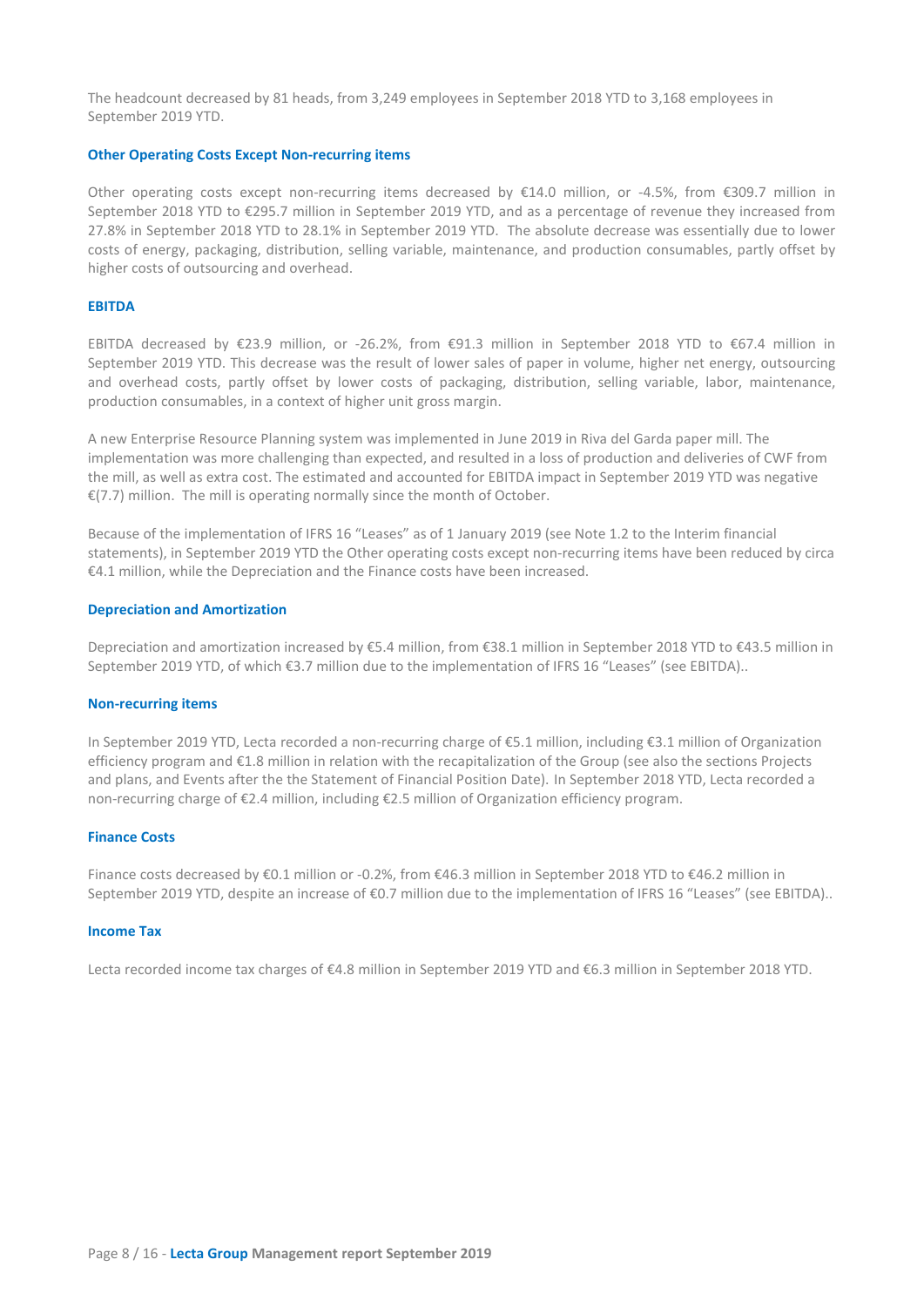The headcount decreased by 81 heads, from 3,249 employees in September 2018 YTD to 3,168 employees in September 2019 YTD.

### Other Operating Costs Except Non-recurring items

Other operating costs except non-recurring items decreased by €14.0 million, or -4.5%, from €309.7 million in September 2018 YTD to €295.7 million in September 2019 YTD, and as a percentage of revenue they increased from 27.8% in September 2018 YTD to 28.1% in September 2019 YTD. The absolute decrease was essentially due to lower costs of energy, packaging, distribution, selling variable, maintenance, and production consumables, partly offset by higher costs of outsourcing and overhead.

### EBITDA

EBITDA decreased by €23.9 million, or -26.2%, from €91.3 million in September 2018 YTD to €67.4 million in September 2019 YTD. This decrease was the result of lower sales of paper in volume, higher net energy, outsourcing and overhead costs, partly offset by lower costs of packaging, distribution, selling variable, labor, maintenance, production consumables, in a context of higher unit gross margin.

A new Enterprise Resource Planning system was implemented in June 2019 in Riva del Garda paper mill. The implementation was more challenging than expected, and resulted in a loss of production and deliveries of CWF from the mill, as well as extra cost. The estimated and accounted for EBITDA impact in September 2019 YTD was negative €(7.7) million. The mill is operating normally since the month of October.

Because of the implementation of IFRS 16 "Leases" as of 1 January 2019 (see Note 1.2 to the Interim financial statements), in September 2019 YTD the Other operating costs except non-recurring items have been reduced by circa €4.1 million, while the Depreciation and the Finance costs have been increased.

### Depreciation and Amortization

Depreciation and amortization increased by €5.4 million, from €38.1 million in September 2018 YTD to €43.5 million in September 2019 YTD, of which €3.7 million due to the implementation of IFRS 16 "Leases" (see EBITDA)..

### Non-recurring items

In September 2019 YTD, Lecta recorded a non-recurring charge of €5.1 million, including €3.1 million of Organization efficiency program and €1.8 million in relation with the recapitalization of the Group (see also the sections Projects and plans, and Events after the the Statement of Financial Position Date). In September 2018 YTD, Lecta recorded a non-recurring charge of €2.4 million, including €2.5 million of Organization efficiency program.

### Finance Costs

Finance costs decreased by €0.1 million or -0.2%, from €46.3 million in September 2018 YTD to €46.2 million in September 2019 YTD, despite an increase of €0.7 million due to the implementation of IFRS 16 "Leases" (see EBITDA)..

### Income Tax

Lecta recorded income tax charges of €4.8 million in September 2019 YTD and €6.3 million in September 2018 YTD.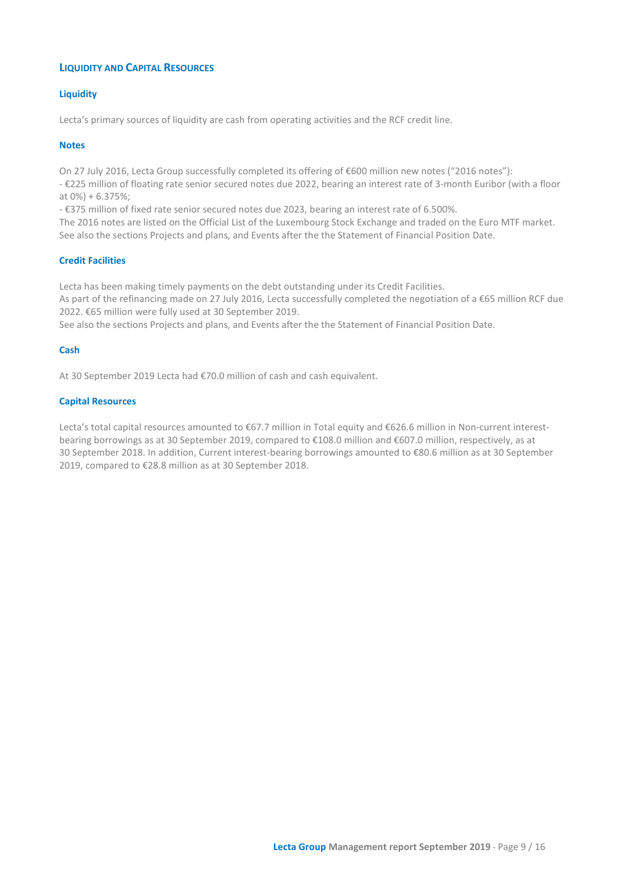## LIQUIDITY AND CAPITAL RESOURCES

### Liquidity

Lecta's primary sources of liquidity are cash from operating activities and the RCF credit line.

### Notes

On 27 July 2016, Lecta Group successfully completed its offering of €600 million new notes ("2016 notes"):
- €225 million of floating rate senior secured notes due 2022, bearing an interest rate of 3-month Euribor (with a floor at 0%) + 6.375%;
- €375 million of fixed rate senior secured notes due 2023, bearing an interest rate of 6.500%.

The 2016 notes are listed on the Official List of the Luxembourg Stock Exchange and traded on the Euro MTF market.
See also the sections Projects and plans, and Events after the the Statement of Financial Position Date.

### Credit Facilities

Lecta has been making timely payments on the debt outstanding under its Credit Facilities.
As part of the refinancing made on 27 July 2016, Lecta successfully completed the negotiation of a €65 million RCF due 2022. €65 million were fully used at 30 September 2019.
See also the sections Projects and plans, and Events after the the Statement of Financial Position Date.

### Cash

At 30 September 2019 Lecta had €70.0 million of cash and cash equivalent.

### Capital Resources

Lecta's total capital resources amounted to €67.7 million in Total equity and €626.6 million in Non-current interest-bearing borrowings as at 30 September 2019, compared to €108.0 million and €607.0 million, respectively, as at 30 September 2018. In addition, Current interest-bearing borrowings amounted to €80.6 million as at 30 September 2019, compared to €28.8 million as at 30 September 2018.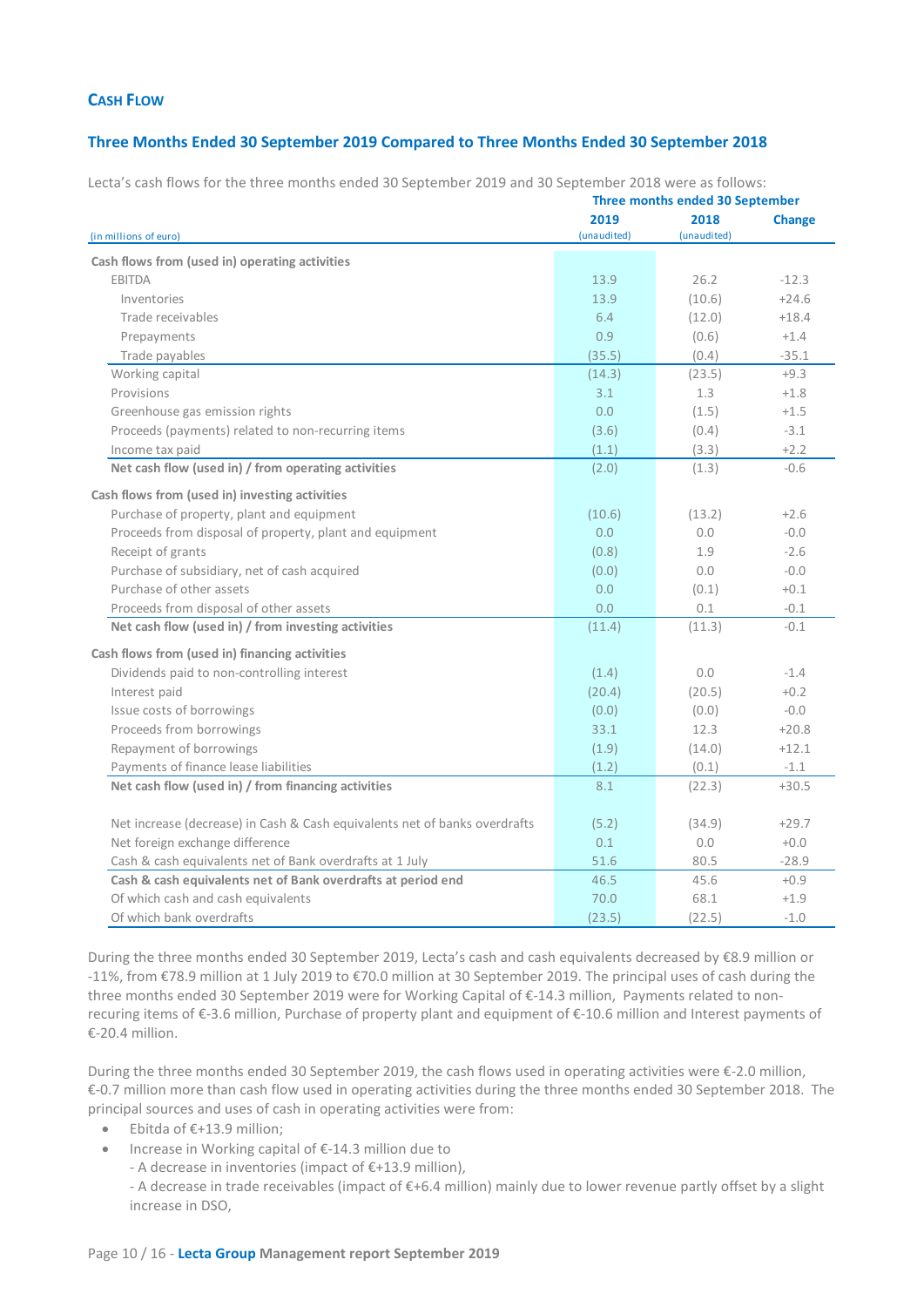## CASH FLOW

### Three Months Ended 30 September 2019 Compared to Three Months Ended 30 September 2018

Lecta's cash flows for the three months ended 30 September 2019 and 30 September 2018 were as follows:

| (in millions of euro) | Three months ended 30 September | | |
|---|---|---|---|
| | 2019 (unaudited) | 2018 (unaudited) | Change |
| **Cash flows from (used in) operating activities** | | | |
| EBITDA | 13.9 | 26.2 | -12.3 |
| Inventories | 13.9 | (10.6) | +24.6 |
| Trade receivables | 6.4 | (12.0) | +18.4 |
| Prepayments | 0.9 | (0.6) | +1.4 |
| Trade payables | (35.5) | (0.4) | -35.1 |
| Working capital | (14.3) | (23.5) | +9.3 |
| Provisions | 3.1 | 1.3 | +1.8 |
| Greenhouse gas emission rights | 0.0 | (1.5) | +1.5 |
| Proceeds (payments) related to non-recurring items | (3.6) | (0.4) | -3.1 |
| Income tax paid | (1.1) | (3.3) | +2.2 |
| **Net cash flow (used in) / from operating activities** | (2.0) | (1.3) | -0.6 |
| **Cash flows from (used in) investing activities** | | | |
| Purchase of property, plant and equipment | (10.6) | (13.2) | +2.6 |
| Proceeds from disposal of property, plant and equipment | 0.0 | 0.0 | -0.0 |
| Receipt of grants | (0.8) | 1.9 | -2.6 |
| Purchase of subsidiary, net of cash acquired | (0.0) | 0.0 | -0.0 |
| Purchase of other assets | 0.0 | (0.1) | +0.1 |
| Proceeds from disposal of other assets | 0.0 | 0.1 | -0.1 |
| **Net cash flow (used in) / from investing activities** | (11.4) | (11.3) | -0.1 |
| **Cash flows from (used in) financing activities** | | | |
| Dividends paid to non-controlling interest | (1.4) | 0.0 | -1.4 |
| Interest paid | (20.4) | (20.5) | +0.2 |
| Issue costs of borrowings | (0.0) | (0.0) | -0.0 |
| Proceeds from borrowings | 33.1 | 12.3 | +20.8 |
| Repayment of borrowings | (1.9) | (14.0) | +12.1 |
| Payments of finance lease liabilities | (1.2) | (0.1) | -1.1 |
| **Net cash flow (used in) / from financing activities** | 8.1 | (22.3) | +30.5 |
| Net increase (decrease) in Cash & Cash equivalents net of banks overdrafts | (5.2) | (34.9) | +29.7 |
| Net foreign exchange difference | 0.1 | 0.0 | +0.0 |
| Cash & cash equivalents net of Bank overdrafts at 1 July | 51.6 | 80.5 | -28.9 |
| **Cash & cash equivalents net of Bank overdrafts at period end** | 46.5 | 45.6 | +0.9 |
| Of which cash and cash equivalents | 70.0 | 68.1 | +1.9 |
| Of which bank overdrafts | (23.5) | (22.5) | -1.0 |

During the three months ended 30 September 2019, Lecta's cash and cash equivalents decreased by €8.9 million or -11%, from €78.9 million at 1 July 2019 to €70.0 million at 30 September 2019. The principal uses of cash during the three months ended 30 September 2019 were for Working Capital of €-14.3 million, Payments related to non-recuring items of €-3.6 million, Purchase of property plant and equipment of €-10.6 million and Interest payments of €-20.4 million.

During the three months ended 30 September 2019, the cash flows used in operating activities were €-2.0 million, €-0.7 million more than cash flow used in operating activities during the three months ended 30 September 2018. The principal sources and uses of cash in operating activities were from:

- Ebitda of €+13.9 million;
- Increase in Working capital of €-14.3 million due to
  - A decrease in inventories (impact of €+13.9 million),
  - A decrease in trade receivables (impact of €+6.4 million) mainly due to lower revenue partly offset by a slight increase in DSO,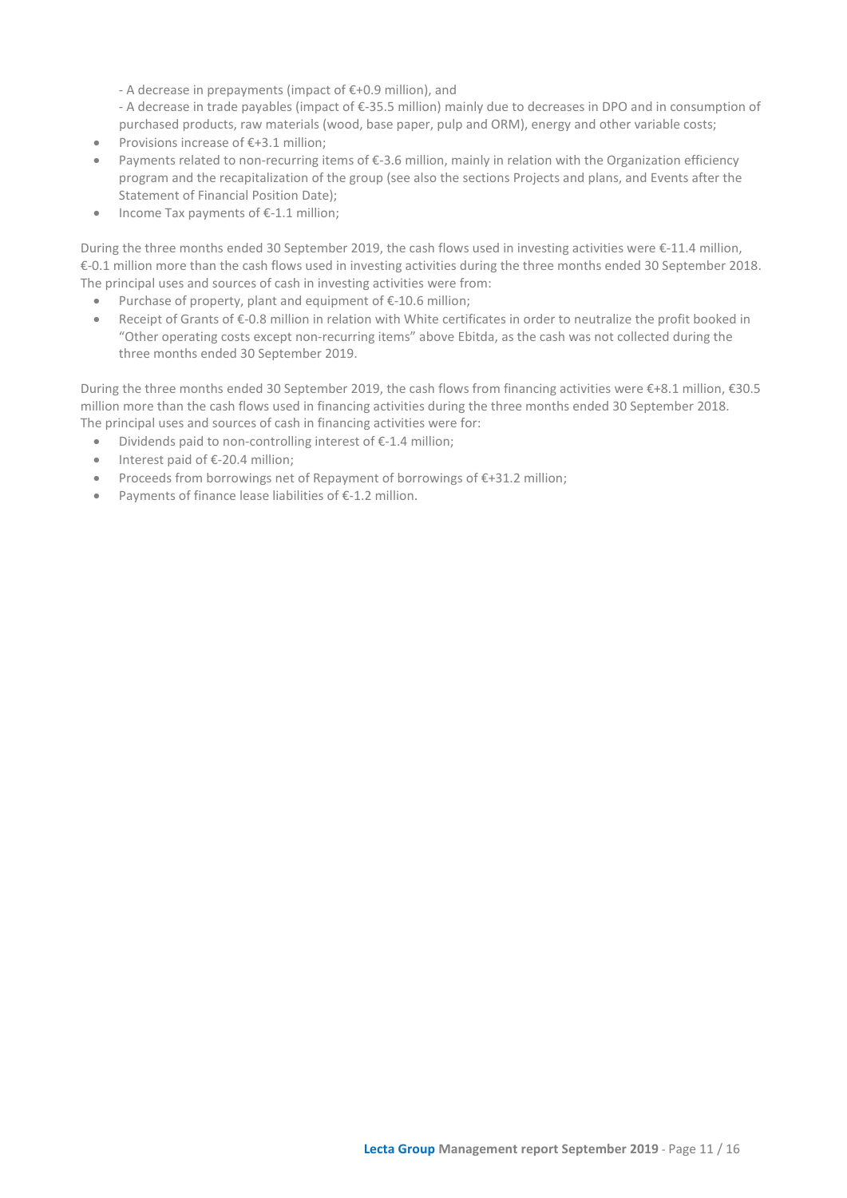- A decrease in prepayments (impact of €+0.9 million), and
  - A decrease in trade payables (impact of €-35.5 million) mainly due to decreases in DPO and in consumption of purchased products, raw materials (wood, base paper, pulp and ORM), energy and other variable costs;
- Provisions increase of €+3.1 million;
- Payments related to non-recurring items of €-3.6 million, mainly in relation with the Organization efficiency program and the recapitalization of the group (see also the sections Projects and plans, and Events after the Statement of Financial Position Date);
- Income Tax payments of €-1.1 million;

During the three months ended 30 September 2019, the cash flows used in investing activities were €-11.4 million, €-0.1 million more than the cash flows used in investing activities during the three months ended 30 September 2018. The principal uses and sources of cash in investing activities were from:

- Purchase of property, plant and equipment of €-10.6 million;
- Receipt of Grants of €-0.8 million in relation with White certificates in order to neutralize the profit booked in "Other operating costs except non-recurring items" above Ebitda, as the cash was not collected during the three months ended 30 September 2019.

During the three months ended 30 September 2019, the cash flows from financing activities were €+8.1 million, €30.5 million more than the cash flows used in financing activities during the three months ended 30 September 2018. The principal uses and sources of cash in financing activities were for:

- Dividends paid to non-controlling interest of €-1.4 million;
- Interest paid of €-20.4 million;
- Proceeds from borrowings net of Repayment of borrowings of €+31.2 million;
- Payments of finance lease liabilities of €-1.2 million.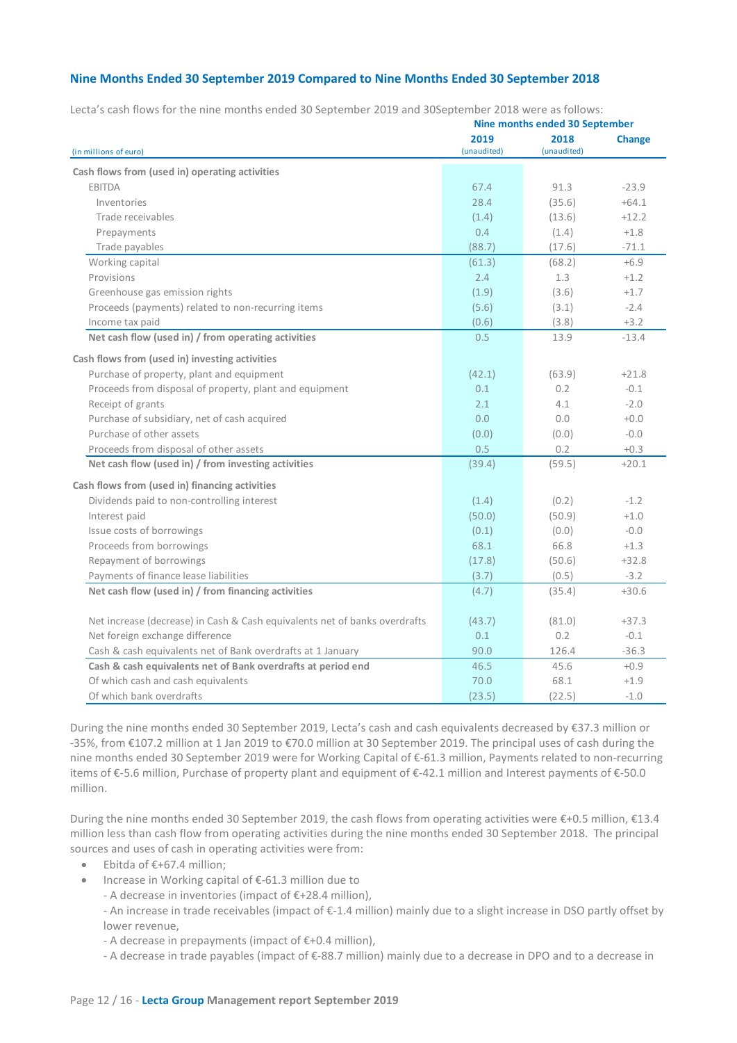## Nine Months Ended 30 September 2019 Compared to Nine Months Ended 30 September 2018

Lecta's cash flows for the nine months ended 30 September 2019 and 30September 2018 were as follows:

| (in millions of euro) | Nine months ended 30 September 2019 (unaudited) | 2018 (unaudited) | Change |
|---|---|---|---|
| **Cash flows from (used in) operating activities** | | | |
| EBITDA | 67.4 | 91.3 | -23.9 |
| Inventories | 28.4 | (35.6) | +64.1 |
| Trade receivables | (1.4) | (13.6) | +12.2 |
| Prepayments | 0.4 | (1.4) | +1.8 |
| Trade payables | (88.7) | (17.6) | -71.1 |
| Working capital | (61.3) | (68.2) | +6.9 |
| Provisions | 2.4 | 1.3 | +1.2 |
| Greenhouse gas emission rights | (1.9) | (3.6) | +1.7 |
| Proceeds (payments) related to non-recurring items | (5.6) | (3.1) | -2.4 |
| Income tax paid | (0.6) | (3.8) | +3.2 |
| **Net cash flow (used in) / from operating activities** | 0.5 | 13.9 | -13.4 |
| **Cash flows from (used in) investing activities** | | | |
| Purchase of property, plant and equipment | (42.1) | (63.9) | +21.8 |
| Proceeds from disposal of property, plant and equipment | 0.1 | 0.2 | -0.1 |
| Receipt of grants | 2.1 | 4.1 | -2.0 |
| Purchase of subsidiary, net of cash acquired | 0.0 | 0.0 | +0.0 |
| Purchase of other assets | (0.0) | (0.0) | -0.0 |
| Proceeds from disposal of other assets | 0.5 | 0.2 | +0.3 |
| **Net cash flow (used in) / from investing activities** | (39.4) | (59.5) | +20.1 |
| **Cash flows from (used in) financing activities** | | | |
| Dividends paid to non-controlling interest | (1.4) | (0.2) | -1.2 |
| Interest paid | (50.0) | (50.9) | +1.0 |
| Issue costs of borrowings | (0.1) | (0.0) | -0.0 |
| Proceeds from borrowings | 68.1 | 66.8 | +1.3 |
| Repayment of borrowings | (17.8) | (50.6) | +32.8 |
| Payments of finance lease liabilities | (3.7) | (0.5) | -3.2 |
| **Net cash flow (used in) / from financing activities** | (4.7) | (35.4) | +30.6 |
| Net increase (decrease) in Cash & Cash equivalents net of banks overdrafts | (43.7) | (81.0) | +37.3 |
| Net foreign exchange difference | 0.1 | 0.2 | -0.1 |
| Cash & cash equivalents net of Bank overdrafts at 1 January | 90.0 | 126.4 | -36.3 |
| **Cash & cash equivalents net of Bank overdrafts at period end** | 46.5 | 45.6 | +0.9 |
| Of which cash and cash equivalents | 70.0 | 68.1 | +1.9 |
| Of which bank overdrafts | (23.5) | (22.5) | -1.0 |

During the nine months ended 30 September 2019, Lecta's cash and cash equivalents decreased by €37.3 million or -35%, from €107.2 million at 1 Jan 2019 to €70.0 million at 30 September 2019. The principal uses of cash during the nine months ended 30 September 2019 were for Working Capital of €-61.3 million, Payments related to non-recurring items of €-5.6 million, Purchase of property plant and equipment of €-42.1 million and Interest payments of €-50.0 million.

During the nine months ended 30 September 2019, the cash flows from operating activities were €+0.5 million, €13.4 million less than cash flow from operating activities during the nine months ended 30 September 2018. The principal sources and uses of cash in operating activities were from:

- Ebitda of €+67.4 million;
- Increase in Working capital of €-61.3 million due to
  - A decrease in inventories (impact of €+28.4 million),
  - An increase in trade receivables (impact of €-1.4 million) mainly due to a slight increase in DSO partly offset by lower revenue,
  - A decrease in prepayments (impact of €+0.4 million),
  - A decrease in trade payables (impact of €-88.7 million) mainly due to a decrease in DPO and to a decrease in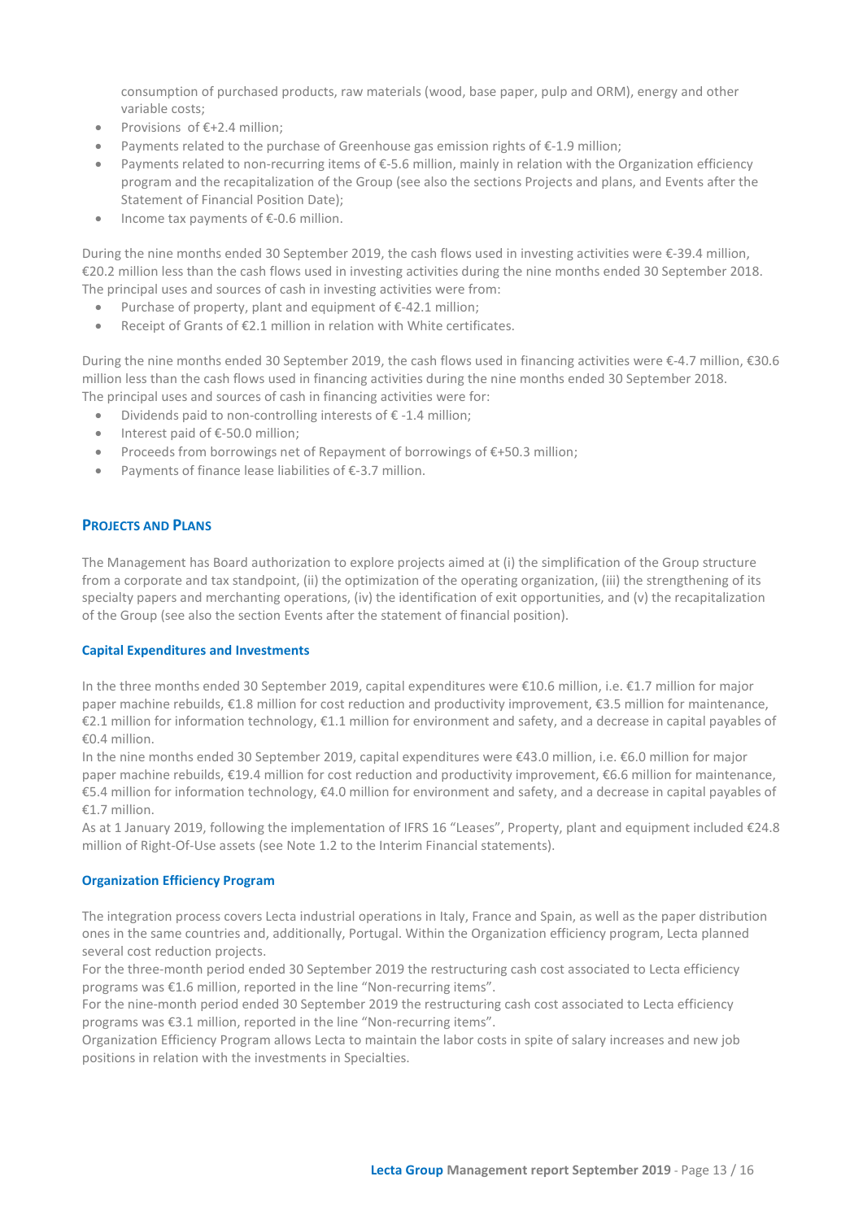consumption of purchased products, raw materials (wood, base paper, pulp and ORM), energy and other variable costs;

- Provisions  of €+2.4 million;
- Payments related to the purchase of Greenhouse gas emission rights of €-1.9 million;
- Payments related to non-recurring items of €-5.6 million, mainly in relation with the Organization efficiency program and the recapitalization of the Group (see also the sections Projects and plans, and Events after the Statement of Financial Position Date);
- Income tax payments of €-0.6 million.

During the nine months ended 30 September 2019, the cash flows used in investing activities were €-39.4 million, €20.2 million less than the cash flows used in investing activities during the nine months ended 30 September 2018. The principal uses and sources of cash in investing activities were from:

- Purchase of property, plant and equipment of €-42.1 million;
- Receipt of Grants of €2.1 million in relation with White certificates.

During the nine months ended 30 September 2019, the cash flows used in financing activities were €-4.7 million, €30.6 million less than the cash flows used in financing activities during the nine months ended 30 September 2018. The principal uses and sources of cash in financing activities were for:

- Dividends paid to non-controlling interests of € -1.4 million;
- Interest paid of €-50.0 million;
- Proceeds from borrowings net of Repayment of borrowings of €+50.3 million;
- Payments of finance lease liabilities of €-3.7 million.

## Projects and Plans

The Management has Board authorization to explore projects aimed at (i) the simplification of the Group structure from a corporate and tax standpoint, (ii) the optimization of the operating organization, (iii) the strengthening of its specialty papers and merchanting operations, (iv) the identification of exit opportunities, and (v) the recapitalization of the Group (see also the section Events after the statement of financial position).

### Capital Expenditures and Investments

In the three months ended 30 September 2019, capital expenditures were €10.6 million, i.e. €1.7 million for major paper machine rebuilds, €1.8 million for cost reduction and productivity improvement, €3.5 million for maintenance, €2.1 million for information technology, €1.1 million for environment and safety, and a decrease in capital payables of €0.4 million.

In the nine months ended 30 September 2019, capital expenditures were €43.0 million, i.e. €6.0 million for major paper machine rebuilds, €19.4 million for cost reduction and productivity improvement, €6.6 million for maintenance, €5.4 million for information technology, €4.0 million for environment and safety, and a decrease in capital payables of €1.7 million.

As at 1 January 2019, following the implementation of IFRS 16 "Leases", Property, plant and equipment included €24.8 million of Right-Of-Use assets (see Note 1.2 to the Interim Financial statements).

### Organization Efficiency Program

The integration process covers Lecta industrial operations in Italy, France and Spain, as well as the paper distribution ones in the same countries and, additionally, Portugal. Within the Organization efficiency program, Lecta planned several cost reduction projects.

For the three-month period ended 30 September 2019 the restructuring cash cost associated to Lecta efficiency programs was €1.6 million, reported in the line "Non-recurring items".

For the nine-month period ended 30 September 2019 the restructuring cash cost associated to Lecta efficiency programs was €3.1 million, reported in the line "Non-recurring items".

Organization Efficiency Program allows Lecta to maintain the labor costs in spite of salary increases and new job positions in relation with the investments in Specialties.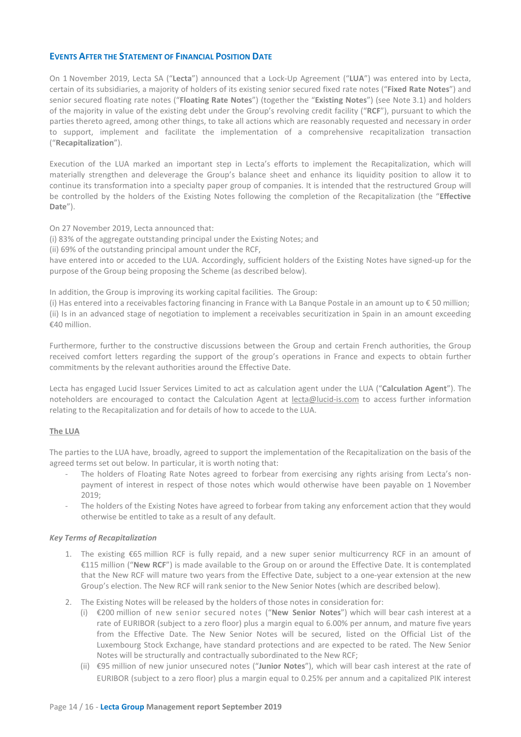## Events After the Statement of Financial Position Date

On 1 November 2019, Lecta SA ("**Lecta**") announced that a Lock-Up Agreement ("**LUA**") was entered into by Lecta, certain of its subsidiaries, a majority of holders of its existing senior secured fixed rate notes ("**Fixed Rate Notes**") and senior secured floating rate notes ("**Floating Rate Notes**") (together the "**Existing Notes**") (see Note 3.1) and holders of the majority in value of the existing debt under the Group's revolving credit facility ("**RCF**"), pursuant to which the parties thereto agreed, among other things, to take all actions which are reasonably requested and necessary in order to support, implement and facilitate the implementation of a comprehensive recapitalization transaction ("**Recapitalization**").

Execution of the LUA marked an important step in Lecta's efforts to implement the Recapitalization, which will materially strengthen and deleverage the Group's balance sheet and enhance its liquidity position to allow it to continue its transformation into a specialty paper group of companies. It is intended that the restructured Group will be controlled by the holders of the Existing Notes following the completion of the Recapitalization (the "**Effective Date**").

On 27 November 2019, Lecta announced that:
(i) 83% of the aggregate outstanding principal under the Existing Notes; and
(ii) 69% of the outstanding principal amount under the RCF,
have entered into or acceded to the LUA. Accordingly, sufficient holders of the Existing Notes have signed-up for the purpose of the Group being proposing the Scheme (as described below).

In addition, the Group is improving its working capital facilities. The Group:
(i) Has entered into a receivables factoring financing in France with La Banque Postale in an amount up to € 50 million;
(ii) Is in an advanced stage of negotiation to implement a receivables securitization in Spain in an amount exceeding €40 million.

Furthermore, further to the constructive discussions between the Group and certain French authorities, the Group received comfort letters regarding the support of the group's operations in France and expects to obtain further commitments by the relevant authorities around the Effective Date.

Lecta has engaged Lucid Issuer Services Limited to act as calculation agent under the LUA ("**Calculation Agent**"). The noteholders are encouraged to contact the Calculation Agent at lecta@lucid-is.com to access further information relating to the Recapitalization and for details of how to accede to the LUA.

**The LUA**

The parties to the LUA have, broadly, agreed to support the implementation of the Recapitalization on the basis of the agreed terms set out below. In particular, it is worth noting that:

- The holders of Floating Rate Notes agreed to forbear from exercising any rights arising from Lecta's non-payment of interest in respect of those notes which would otherwise have been payable on 1 November 2019;
- The holders of the Existing Notes have agreed to forbear from taking any enforcement action that they would otherwise be entitled to take as a result of any default.

***Key Terms of Recapitalization***

1. The existing €65 million RCF is fully repaid, and a new super senior multicurrency RCF in an amount of €115 million ("**New RCF**") is made available to the Group on or around the Effective Date. It is contemplated that the New RCF will mature two years from the Effective Date, subject to a one-year extension at the new Group's election. The New RCF will rank senior to the New Senior Notes (which are described below).
2. The Existing Notes will be released by the holders of those notes in consideration for:
    (i) €200 million of new senior secured notes ("**New Senior Notes**") which will bear cash interest at a rate of EURIBOR (subject to a zero floor) plus a margin equal to 6.00% per annum, and mature five years from the Effective Date. The New Senior Notes will be secured, listed on the Official List of the Luxembourg Stock Exchange, have standard protections and are expected to be rated. The New Senior Notes will be structurally and contractually subordinated to the New RCF;
    (ii) €95 million of new junior unsecured notes ("**Junior Notes**"), which will bear cash interest at the rate of EURIBOR (subject to a zero floor) plus a margin equal to 0.25% per annum and a capitalized PIK interest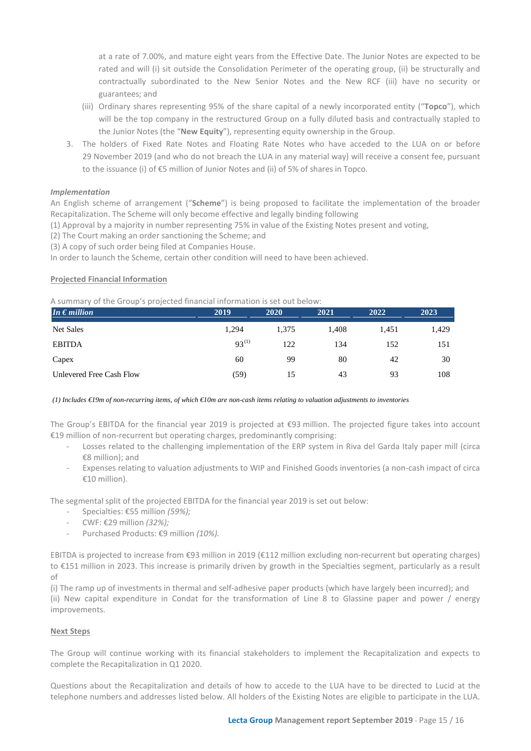at a rate of 7.00%, and mature eight years from the Effective Date. The Junior Notes are expected to be rated and will (i) sit outside the Consolidation Perimeter of the operating group, (ii) be structurally and contractually subordinated to the New Senior Notes and the New RCF (iii) have no security or guarantees; and

(iii) Ordinary shares representing 95% of the share capital of a newly incorporated entity ("**Topco**"), which will be the top company in the restructured Group on a fully diluted basis and contractually stapled to the Junior Notes (the "**New Equity**"), representing equity ownership in the Group.

3. The holders of Fixed Rate Notes and Floating Rate Notes who have acceded to the LUA on or before 29 November 2019 (and who do not breach the LUA in any material way) will receive a consent fee, pursuant to the issuance (i) of €5 million of Junior Notes and (ii) of 5% of shares in Topco.

***Implementation***

An English scheme of arrangement ("**Scheme**") is being proposed to facilitate the implementation of the broader Recapitalization. The Scheme will only become effective and legally binding following

(1) Approval by a majority in number representing 75% in value of the Existing Notes present and voting,

(2) The Court making an order sanctioning the Scheme; and

(3) A copy of such order being filed at Companies House.

In order to launch the Scheme, certain other condition will need to have been achieved.

**Projected Financial Information**

A summary of the Group's projected financial information is set out below:

| *In € million* | 2019 | 2020 | 2021 | 2022 | 2023 |
|---|---|---|---|---|---|
| Net Sales | 1,294 | 1,375 | 1,408 | 1,451 | 1,429 |
| EBITDA | 93 (1) | 122 | 134 | 152 | 151 |
| Capex | 60 | 99 | 80 | 42 | 30 |
| Unlevered Free Cash Flow | (59) | 15 | 43 | 93 | 108 |

*(1) Includes €19m of non-recurring items, of which €10m are non-cash items relating to valuation adjustments to inventories*

The Group's EBITDA for the financial year 2019 is projected at €93 million. The projected figure takes into account €19 million of non-recurrent but operating charges, predominantly comprising:

- Losses related to the challenging implementation of the ERP system in Riva del Garda Italy paper mill (circa €8 million); and
- Expenses relating to valuation adjustments to WIP and Finished Goods inventories (a non-cash impact of circa €10 million).

The segmental split of the projected EBITDA for the financial year 2019 is set out below:

- Specialties: €55 million *(59%);*
- CWF: €29 million *(32%);*
- Purchased Products: €9 million *(10%).*

EBITDA is projected to increase from €93 million in 2019 (€112 million excluding non-recurrent but operating charges) to €151 million in 2023. This increase is primarily driven by growth in the Specialties segment, particularly as a result of

(i) The ramp up of investments in thermal and self-adhesive paper products (which have largely been incurred); and

(ii) New capital expenditure in Condat for the transformation of Line 8 to Glassine paper and power / energy improvements.

**Next Steps**

The Group will continue working with its financial stakeholders to implement the Recapitalization and expects to complete the Recapitalization in Q1 2020.

Questions about the Recapitalization and details of how to accede to the LUA have to be directed to Lucid at the telephone numbers and addresses listed below. All holders of the Existing Notes are eligible to participate in the LUA.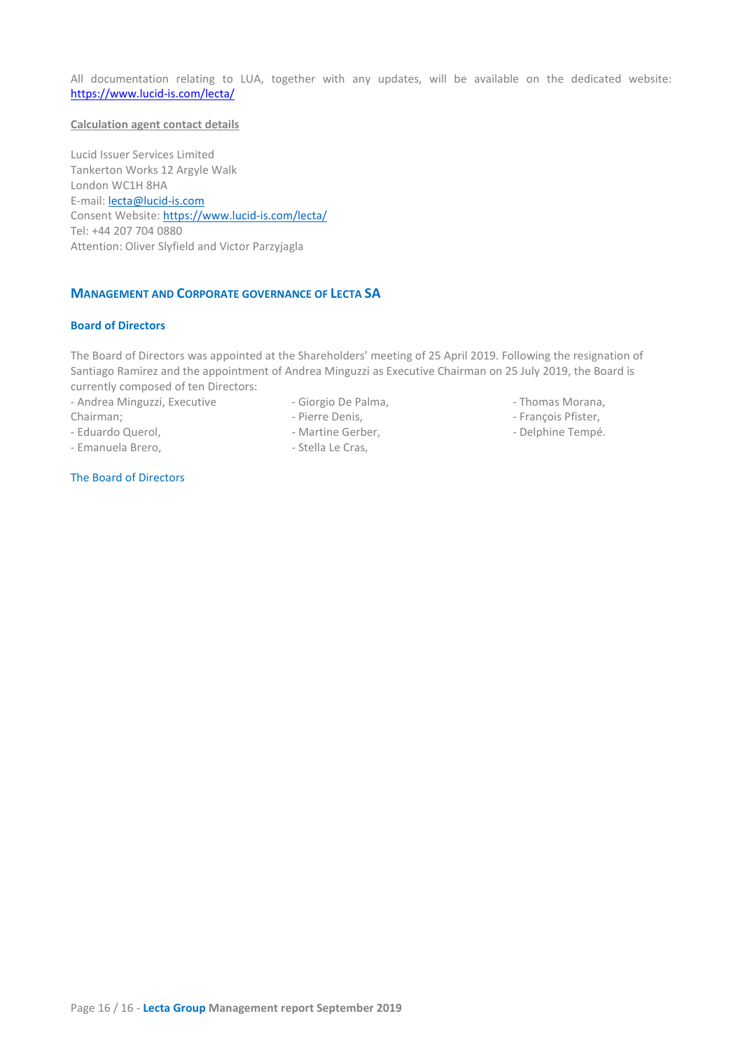All documentation relating to LUA, together with any updates, will be available on the dedicated website: https://www.lucid-is.com/lecta/

**Calculation agent contact details**

Lucid Issuer Services Limited
Tankerton Works 12 Argyle Walk
London WC1H 8HA
E-mail: lecta@lucid-is.com
Consent Website: https://www.lucid-is.com/lecta/
Tel: +44 207 704 0880
Attention: Oliver Slyfield and Victor Parzyjagla

## MANAGEMENT AND CORPORATE GOVERNANCE OF LECTA SA

### Board of Directors

The Board of Directors was appointed at the Shareholders' meeting of 25 April 2019. Following the resignation of Santiago Ramirez and the appointment of Andrea Minguzzi as Executive Chairman on 25 July 2019, the Board is currently composed of ten Directors:

- Andrea Minguzzi, Executive Chairman;
- Eduardo Querol,
- Emanuela Brero,
- Giorgio De Palma,
- Pierre Denis,
- Martine Gerber,
- Stella Le Cras,
- Thomas Morana,
- François Pfister,
- Delphine Tempé.

The Board of Directors